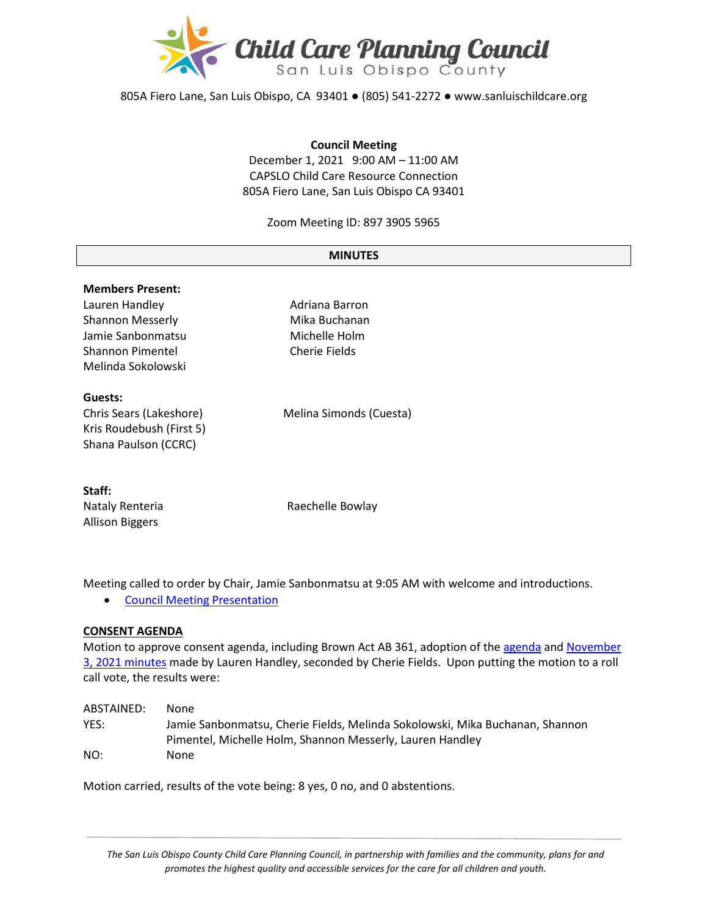# Child Care Planning Council

San Luis Obispo County

805A Fiero Lane, San Luis Obispo, CA 93401 ● (805) 541-2272 ● www.sanluischildcare.org

**Council Meeting**
December 1, 2021 9:00 AM – 11:00 AM
CAPSLO Child Care Resource Connection
805A Fiero Lane, San Luis Obispo CA 93401

Zoom Meeting ID: 897 3905 5965

## MINUTES

**Members Present:**

Lauren Handley
Shannon Messerly
Jamie Sanbonmatsu
Shannon Pimentel
Melinda Sokolowski
Adriana Barron
Mika Buchanan
Michelle Holm
Cherie Fields

**Guests:**

Chris Sears (Lakeshore)
Kris Roudebush (First 5)
Shana Paulson (CCRC)
Melina Simonds (Cuesta)

**Staff:**

Nataly Renteria
Allison Biggers
Raechelle Bowlay

Meeting called to order by Chair, Jamie Sanbonmatsu at 9:05 AM with welcome and introductions.

- Council Meeting Presentation

**CONSENT AGENDA**

Motion to approve consent agenda, including Brown Act AB 361, adoption of the agenda and November 3, 2021 minutes made by Lauren Handley, seconded by Cherie Fields. Upon putting the motion to a roll call vote, the results were:

ABSTAINED: None
YES: Jamie Sanbonmatsu, Cherie Fields, Melinda Sokolowski, Mika Buchanan, Shannon Pimentel, Michelle Holm, Shannon Messerly, Lauren Handley
NO: None

Motion carried, results of the vote being: 8 yes, 0 no, and 0 abstentions.

*The San Luis Obispo County Child Care Planning Council, in partnership with families and the community, plans for and promotes the highest quality and accessible services for the care for all children and youth.*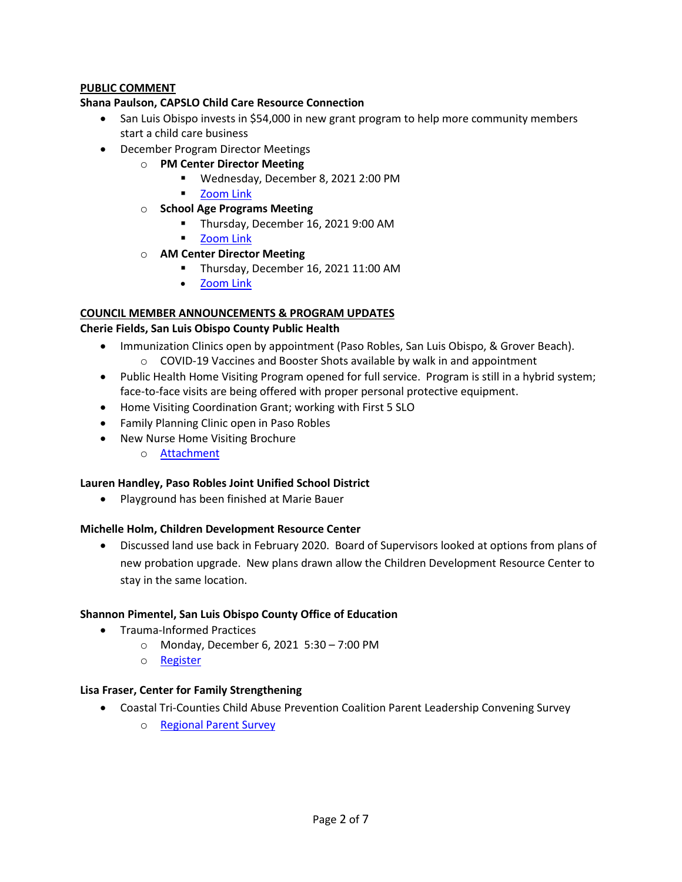**PUBLIC COMMENT**

**Shana Paulson, CAPSLO Child Care Resource Connection**

- San Luis Obispo invests in $54,000 in new grant program to help more community members start a child care business
- December Program Director Meetings
  - **PM Center Director Meeting**
    - Wednesday, December 8, 2021 2:00 PM
    - Zoom Link
  - **School Age Programs Meeting**
    - Thursday, December 16, 2021 9:00 AM
    - Zoom Link
  - **AM Center Director Meeting**
    - Thursday, December 16, 2021 11:00 AM
    - Zoom Link

**COUNCIL MEMBER ANNOUNCEMENTS & PROGRAM UPDATES**

**Cherie Fields, San Luis Obispo County Public Health**

- Immunization Clinics open by appointment (Paso Robles, San Luis Obispo, & Grover Beach).
  - COVID-19 Vaccines and Booster Shots available by walk in and appointment
- Public Health Home Visiting Program opened for full service. Program is still in a hybrid system; face-to-face visits are being offered with proper personal protective equipment.
- Home Visiting Coordination Grant; working with First 5 SLO
- Family Planning Clinic open in Paso Robles
- New Nurse Home Visiting Brochure
  - Attachment

**Lauren Handley, Paso Robles Joint Unified School District**

- Playground has been finished at Marie Bauer

**Michelle Holm, Children Development Resource Center**

- Discussed land use back in February 2020. Board of Supervisors looked at options from plans of new probation upgrade. New plans drawn allow the Children Development Resource Center to stay in the same location.

**Shannon Pimentel, San Luis Obispo County Office of Education**

- Trauma-Informed Practices
  - Monday, December 6, 2021 5:30 – 7:00 PM
  - Register

**Lisa Fraser, Center for Family Strengthening**

- Coastal Tri-Counties Child Abuse Prevention Coalition Parent Leadership Convening Survey
  - Regional Parent Survey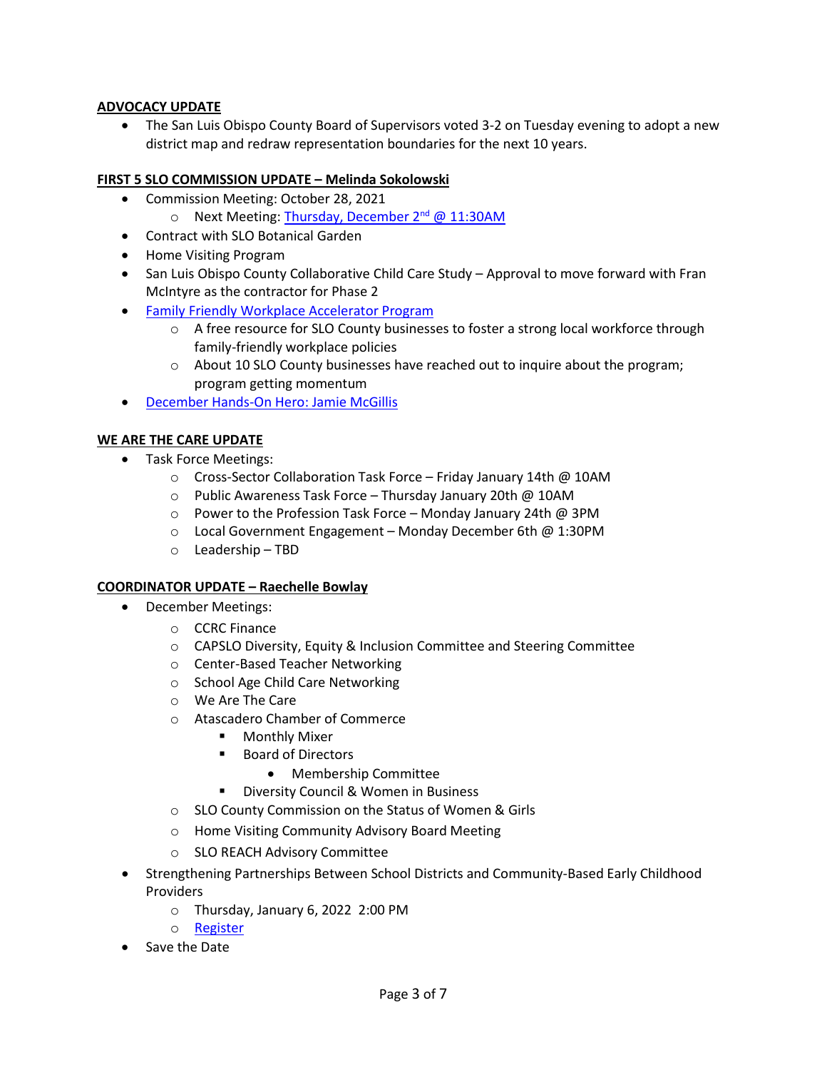**ADVOCACY UPDATE**

- The San Luis Obispo County Board of Supervisors voted 3-2 on Tuesday evening to adopt a new district map and redraw representation boundaries for the next 10 years.

**FIRST 5 SLO COMMISSION UPDATE – Melinda Sokolowski**

- Commission Meeting: October 28, 2021
  - Next Meeting: Thursday, December 2nd @ 11:30AM
- Contract with SLO Botanical Garden
- Home Visiting Program
- San Luis Obispo County Collaborative Child Care Study – Approval to move forward with Fran McIntyre as the contractor for Phase 2
- Family Friendly Workplace Accelerator Program
  - A free resource for SLO County businesses to foster a strong local workforce through family-friendly workplace policies
  - About 10 SLO County businesses have reached out to inquire about the program; program getting momentum
- December Hands-On Hero: Jamie McGillis

**WE ARE THE CARE UPDATE**

- Task Force Meetings:
  - Cross-Sector Collaboration Task Force – Friday January 14th @ 10AM
  - Public Awareness Task Force – Thursday January 20th @ 10AM
  - Power to the Profession Task Force – Monday January 24th @ 3PM
  - Local Government Engagement – Monday December 6th @ 1:30PM
  - Leadership – TBD

**COORDINATOR UPDATE – Raechelle Bowlay**

- December Meetings:
  - CCRC Finance
  - CAPSLO Diversity, Equity & Inclusion Committee and Steering Committee
  - Center-Based Teacher Networking
  - School Age Child Care Networking
  - We Are The Care
  - Atascadero Chamber of Commerce
    - Monthly Mixer
    - Board of Directors
      - Membership Committee
    - Diversity Council & Women in Business
  - SLO County Commission on the Status of Women & Girls
  - Home Visiting Community Advisory Board Meeting
  - SLO REACH Advisory Committee
- Strengthening Partnerships Between School Districts and Community-Based Early Childhood Providers
  - Thursday, January 6, 2022 2:00 PM
  - Register
- Save the Date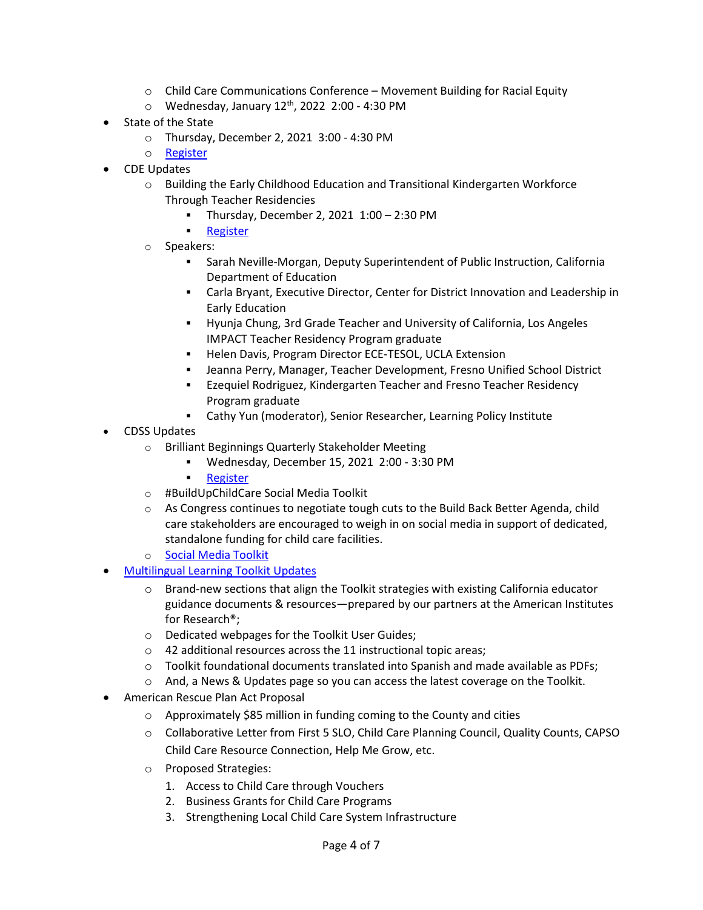- Child Care Communications Conference – Movement Building for Racial Equity
    - Wednesday, January 12th, 2022 2:00 - 4:30 PM
- State of the State
    - Thursday, December 2, 2021 3:00 - 4:30 PM
    - Register
- CDE Updates
    - Building the Early Childhood Education and Transitional Kindergarten Workforce Through Teacher Residencies
        - Thursday, December 2, 2021 1:00 – 2:30 PM
        - Register
    - Speakers:
        - Sarah Neville-Morgan, Deputy Superintendent of Public Instruction, California Department of Education
        - Carla Bryant, Executive Director, Center for District Innovation and Leadership in Early Education
        - Hyunja Chung, 3rd Grade Teacher and University of California, Los Angeles IMPACT Teacher Residency Program graduate
        - Helen Davis, Program Director ECE-TESOL, UCLA Extension
        - Jeanna Perry, Manager, Teacher Development, Fresno Unified School District
        - Ezequiel Rodriguez, Kindergarten Teacher and Fresno Teacher Residency Program graduate
        - Cathy Yun (moderator), Senior Researcher, Learning Policy Institute
- CDSS Updates
    - Brilliant Beginnings Quarterly Stakeholder Meeting
        - Wednesday, December 15, 2021 2:00 - 3:30 PM
        - Register
    - #BuildUpChildCare Social Media Toolkit
    - As Congress continues to negotiate tough cuts to the Build Back Better Agenda, child care stakeholders are encouraged to weigh in on social media in support of dedicated, standalone funding for child care facilities.
    - Social Media Toolkit
- Multilingual Learning Toolkit Updates
    - Brand-new sections that align the Toolkit strategies with existing California educator guidance documents & resources—prepared by our partners at the American Institutes for Research®;
    - Dedicated webpages for the Toolkit User Guides;
    - 42 additional resources across the 11 instructional topic areas;
    - Toolkit foundational documents translated into Spanish and made available as PDFs;
    - And, a News & Updates page so you can access the latest coverage on the Toolkit.
- American Rescue Plan Act Proposal
    - Approximately $85 million in funding coming to the County and cities
    - Collaborative Letter from First 5 SLO, Child Care Planning Council, Quality Counts, CAPSO Child Care Resource Connection, Help Me Grow, etc.
    - Proposed Strategies:
        1. Access to Child Care through Vouchers
        2. Business Grants for Child Care Programs
        3. Strengthening Local Child Care System Infrastructure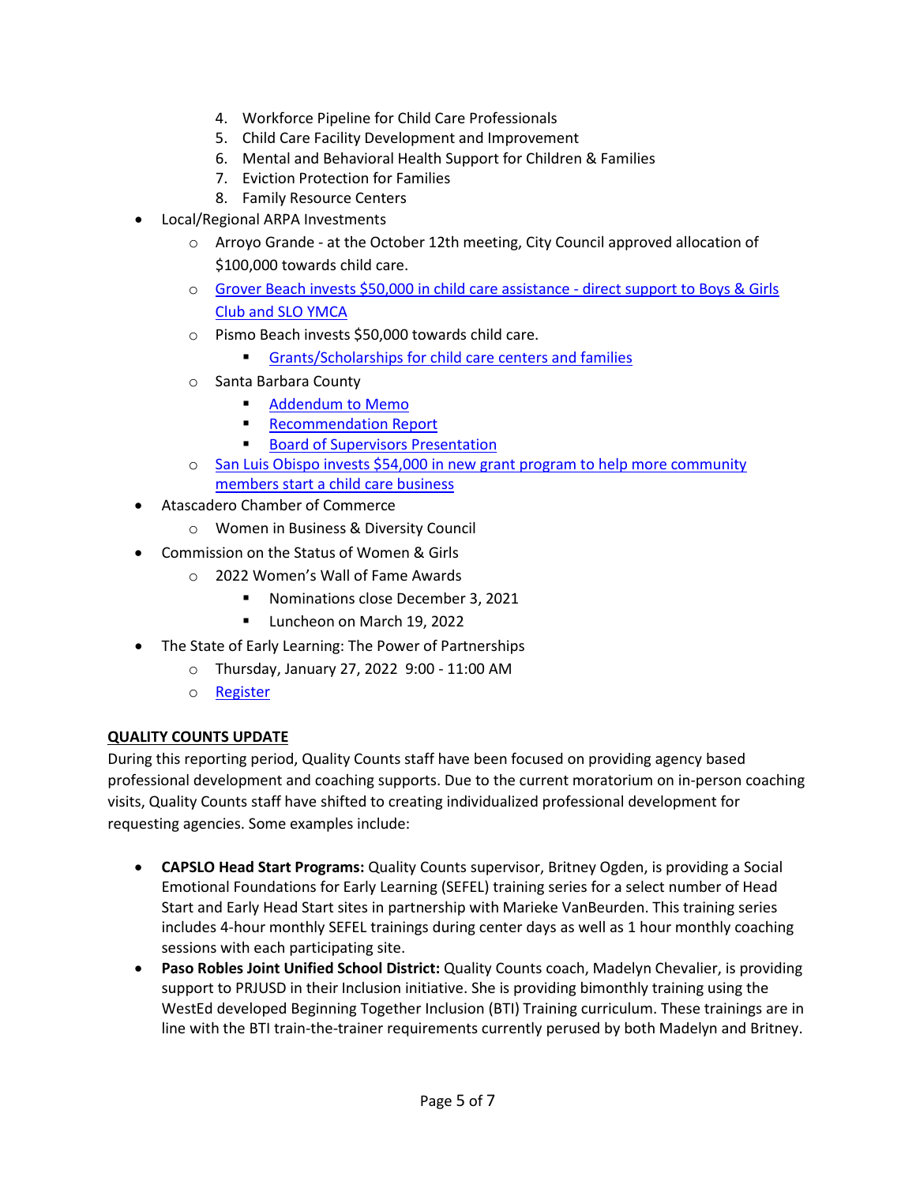4. Workforce Pipeline for Child Care Professionals
5. Child Care Facility Development and Improvement
6. Mental and Behavioral Health Support for Children & Families
7. Eviction Protection for Families
8. Family Resource Centers

- Local/Regional ARPA Investments
  - Arroyo Grande - at the October 12th meeting, City Council approved allocation of $100,000 towards child care.
  - Grover Beach invests $50,000 in child care assistance - direct support to Boys & Girls Club and SLO YMCA
  - Pismo Beach invests $50,000 towards child care.
    - Grants/Scholarships for child care centers and families
  - Santa Barbara County
    - Addendum to Memo
    - Recommendation Report
    - Board of Supervisors Presentation
  - San Luis Obispo invests $54,000 in new grant program to help more community members start a child care business
- Atascadero Chamber of Commerce
  - Women in Business & Diversity Council
- Commission on the Status of Women & Girls
  - 2022 Women's Wall of Fame Awards
    - Nominations close December 3, 2021
    - Luncheon on March 19, 2022
- The State of Early Learning: The Power of Partnerships
  - Thursday, January 27, 2022 9:00 - 11:00 AM
  - Register

## QUALITY COUNTS UPDATE

During this reporting period, Quality Counts staff have been focused on providing agency based professional development and coaching supports. Due to the current moratorium on in-person coaching visits, Quality Counts staff have shifted to creating individualized professional development for requesting agencies. Some examples include:

- **CAPSLO Head Start Programs:** Quality Counts supervisor, Britney Ogden, is providing a Social Emotional Foundations for Early Learning (SEFEL) training series for a select number of Head Start and Early Head Start sites in partnership with Marieke VanBeurden. This training series includes 4-hour monthly SEFEL trainings during center days as well as 1 hour monthly coaching sessions with each participating site.
- **Paso Robles Joint Unified School District:** Quality Counts coach, Madelyn Chevalier, is providing support to PRJUSD in their Inclusion initiative. She is providing bimonthly training using the WestEd developed Beginning Together Inclusion (BTI) Training curriculum. These trainings are in line with the BTI train-the-trainer requirements currently perused by both Madelyn and Britney.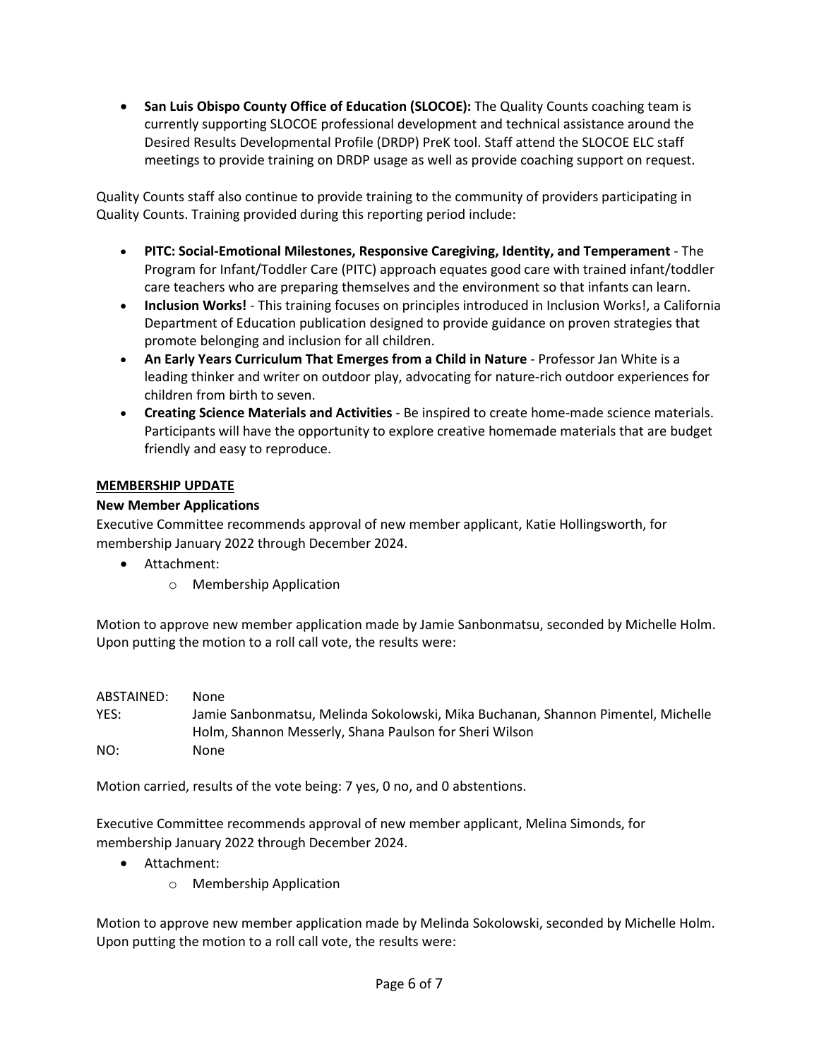- **San Luis Obispo County Office of Education (SLOCOE):** The Quality Counts coaching team is currently supporting SLOCOE professional development and technical assistance around the Desired Results Developmental Profile (DRDP) PreK tool. Staff attend the SLOCOE ELC staff meetings to provide training on DRDP usage as well as provide coaching support on request.

Quality Counts staff also continue to provide training to the community of providers participating in Quality Counts. Training provided during this reporting period include:

- **PITC: Social-Emotional Milestones, Responsive Caregiving, Identity, and Temperament** - The Program for Infant/Toddler Care (PITC) approach equates good care with trained infant/toddler care teachers who are preparing themselves and the environment so that infants can learn.
- **Inclusion Works!** - This training focuses on principles introduced in Inclusion Works!, a California Department of Education publication designed to provide guidance on proven strategies that promote belonging and inclusion for all children.
- **An Early Years Curriculum That Emerges from a Child in Nature** - Professor Jan White is a leading thinker and writer on outdoor play, advocating for nature-rich outdoor experiences for children from birth to seven.
- **Creating Science Materials and Activities** - Be inspired to create home-made science materials. Participants will have the opportunity to explore creative homemade materials that are budget friendly and easy to reproduce.

**MEMBERSHIP UPDATE**

**New Member Applications**

Executive Committee recommends approval of new member applicant, Katie Hollingsworth, for membership January 2022 through December 2024.

- Attachment:
  - Membership Application

Motion to approve new member application made by Jamie Sanbonmatsu, seconded by Michelle Holm. Upon putting the motion to a roll call vote, the results were:

ABSTAINED: None
YES: Jamie Sanbonmatsu, Melinda Sokolowski, Mika Buchanan, Shannon Pimentel, Michelle Holm, Shannon Messerly, Shana Paulson for Sheri Wilson
NO: None

Motion carried, results of the vote being: 7 yes, 0 no, and 0 abstentions.

Executive Committee recommends approval of new member applicant, Melina Simonds, for membership January 2022 through December 2024.

- Attachment:
  - Membership Application

Motion to approve new member application made by Melinda Sokolowski, seconded by Michelle Holm. Upon putting the motion to a roll call vote, the results were: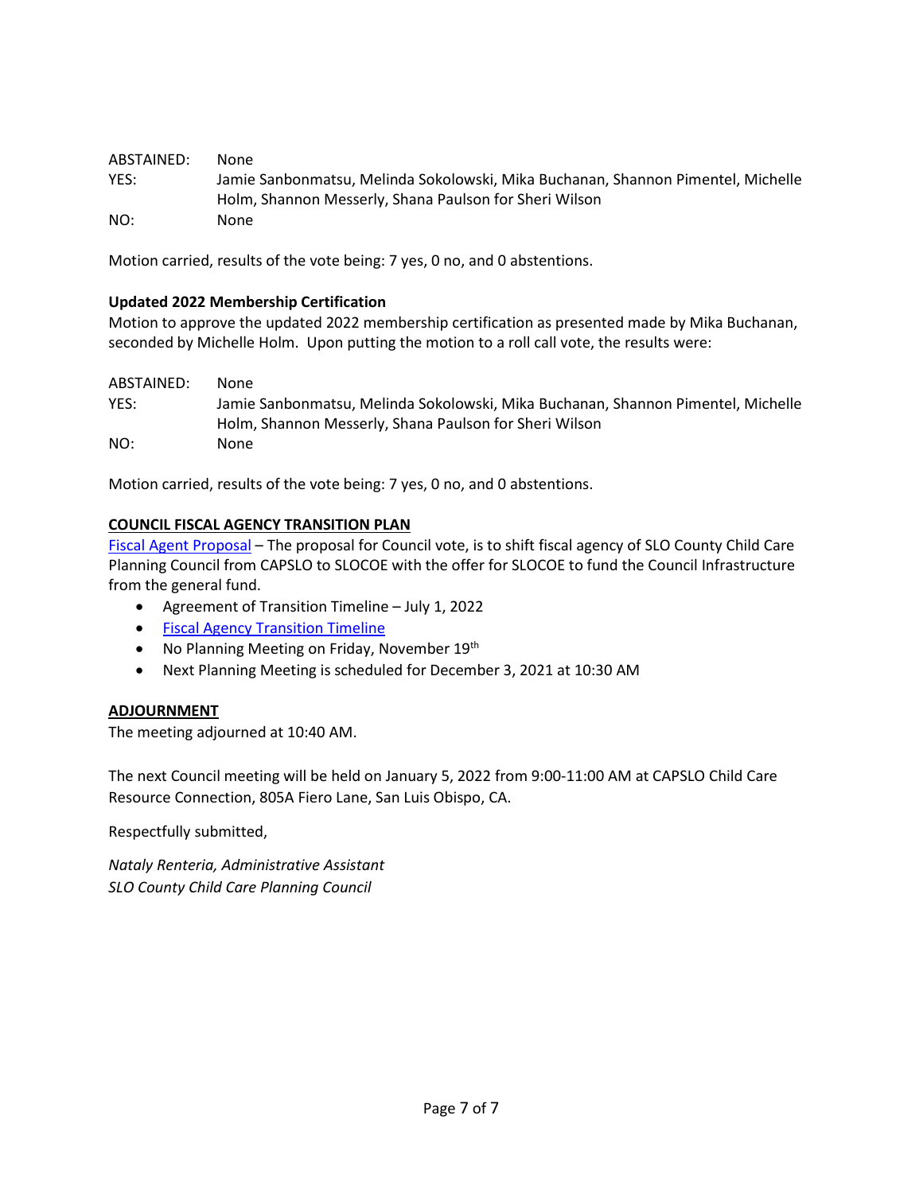ABSTAINED: None
YES: Jamie Sanbonmatsu, Melinda Sokolowski, Mika Buchanan, Shannon Pimentel, Michelle Holm, Shannon Messerly, Shana Paulson for Sheri Wilson
NO: None

Motion carried, results of the vote being: 7 yes, 0 no, and 0 abstentions.

**Updated 2022 Membership Certification**

Motion to approve the updated 2022 membership certification as presented made by Mika Buchanan, seconded by Michelle Holm. Upon putting the motion to a roll call vote, the results were:

ABSTAINED: None
YES: Jamie Sanbonmatsu, Melinda Sokolowski, Mika Buchanan, Shannon Pimentel, Michelle Holm, Shannon Messerly, Shana Paulson for Sheri Wilson
NO: None

Motion carried, results of the vote being: 7 yes, 0 no, and 0 abstentions.

**COUNCIL FISCAL AGENCY TRANSITION PLAN**

Fiscal Agent Proposal – The proposal for Council vote, is to shift fiscal agency of SLO County Child Care Planning Council from CAPSLO to SLOCOE with the offer for SLOCOE to fund the Council Infrastructure from the general fund.

- Agreement of Transition Timeline – July 1, 2022
- Fiscal Agency Transition Timeline
- No Planning Meeting on Friday, November 19th
- Next Planning Meeting is scheduled for December 3, 2021 at 10:30 AM

**ADJOURNMENT**

The meeting adjourned at 10:40 AM.

The next Council meeting will be held on January 5, 2022 from 9:00-11:00 AM at CAPSLO Child Care Resource Connection, 805A Fiero Lane, San Luis Obispo, CA.

Respectfully submitted,

*Nataly Renteria, Administrative Assistant*
*SLO County Child Care Planning Council*